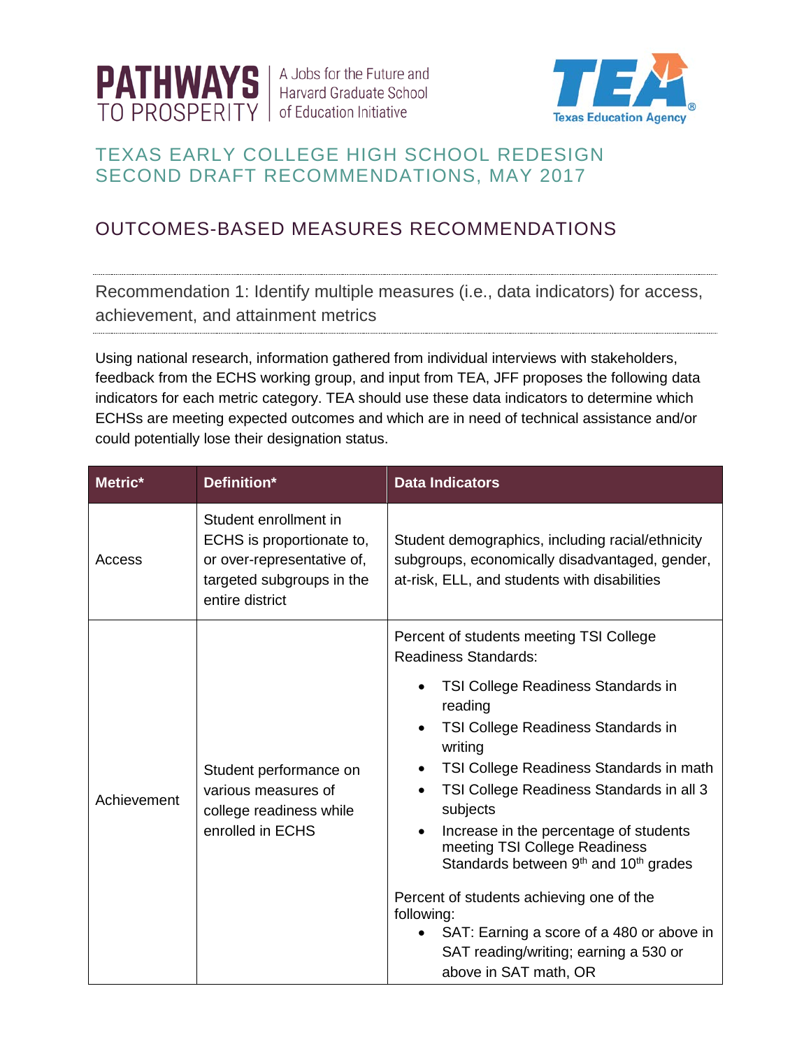PATHWAYS TO PROSPERITY | A Jobs for the Future and Harvard Graduate School of Education Initiative

TEA Texas Education Agency

# TEXAS EARLY COLLEGE HIGH SCHOOL REDESIGN SECOND DRAFT RECOMMENDATIONS, MAY 2017

## OUTCOMES-BASED MEASURES RECOMMENDATIONS

### Recommendation 1: Identify multiple measures (i.e., data indicators) for access, achievement, and attainment metrics

Using national research, information gathered from individual interviews with stakeholders, feedback from the ECHS working group, and input from TEA, JFF proposes the following data indicators for each metric category. TEA should use these data indicators to determine which ECHSs are meeting expected outcomes and which are in need of technical assistance and/or could potentially lose their designation status.

| Metric* | Definition* | Data Indicators |
| --- | --- | --- |
| Access | Student enrollment in ECHS is proportionate to, or over-representative of, targeted subgroups in the entire district | Student demographics, including racial/ethnicity subgroups, economically disadvantaged, gender, at-risk, ELL, and students with disabilities |
| Achievement | Student performance on various measures of college readiness while enrolled in ECHS | Percent of students meeting TSI College Readiness Standards:<br>• TSI College Readiness Standards in reading<br>• TSI College Readiness Standards in writing<br>• TSI College Readiness Standards in math<br>• TSI College Readiness Standards in all 3 subjects<br>• Increase in the percentage of students meeting TSI College Readiness Standards between 9th and 10th grades<br><br>Percent of students achieving one of the following:<br>• SAT: Earning a score of a 480 or above in SAT reading/writing; earning a 530 or above in SAT math, OR |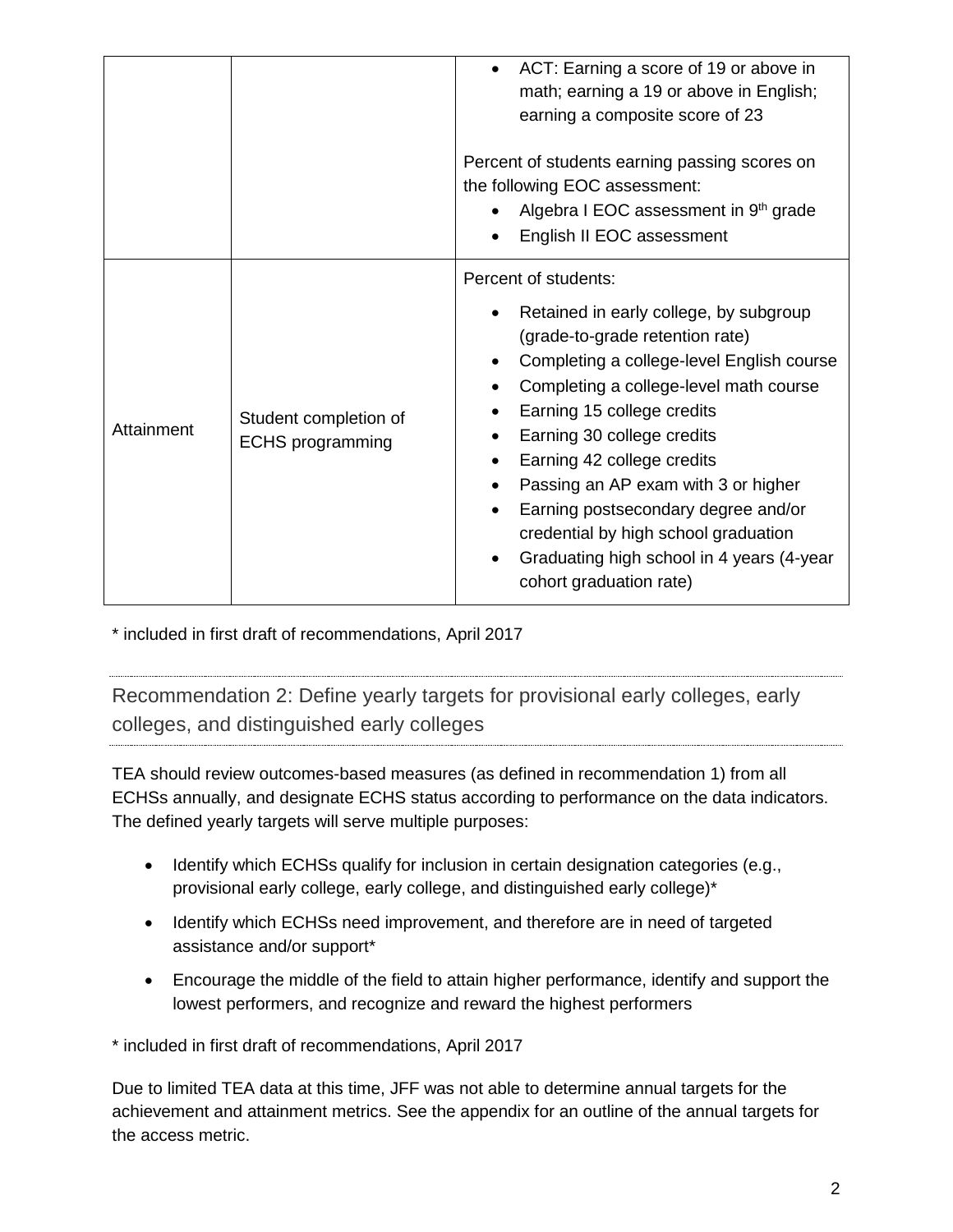| | | |
|---|---|---|
| | | • ACT: Earning a score of 19 or above in math; earning a 19 or above in English; earning a composite score of 23<br><br>Percent of students earning passing scores on the following EOC assessment:<br>• Algebra I EOC assessment in 9th grade<br>• English II EOC assessment |
| Attainment | Student completion of ECHS programming | Percent of students:<br>• Retained in early college, by subgroup (grade-to-grade retention rate)<br>• Completing a college-level English course<br>• Completing a college-level math course<br>• Earning 15 college credits<br>• Earning 30 college credits<br>• Earning 42 college credits<br>• Passing an AP exam with 3 or higher<br>• Earning postsecondary degree and/or credential by high school graduation<br>• Graduating high school in 4 years (4-year cohort graduation rate) |

* included in first draft of recommendations, April 2017

## Recommendation 2: Define yearly targets for provisional early colleges, early colleges, and distinguished early colleges

TEA should review outcomes-based measures (as defined in recommendation 1) from all ECHSs annually, and designate ECHS status according to performance on the data indicators. The defined yearly targets will serve multiple purposes:

- Identify which ECHSs qualify for inclusion in certain designation categories (e.g., provisional early college, early college, and distinguished early college)*
- Identify which ECHSs need improvement, and therefore are in need of targeted assistance and/or support*
- Encourage the middle of the field to attain higher performance, identify and support the lowest performers, and recognize and reward the highest performers

* included in first draft of recommendations, April 2017

Due to limited TEA data at this time, JFF was not able to determine annual targets for the achievement and attainment metrics. See the appendix for an outline of the annual targets for the access metric.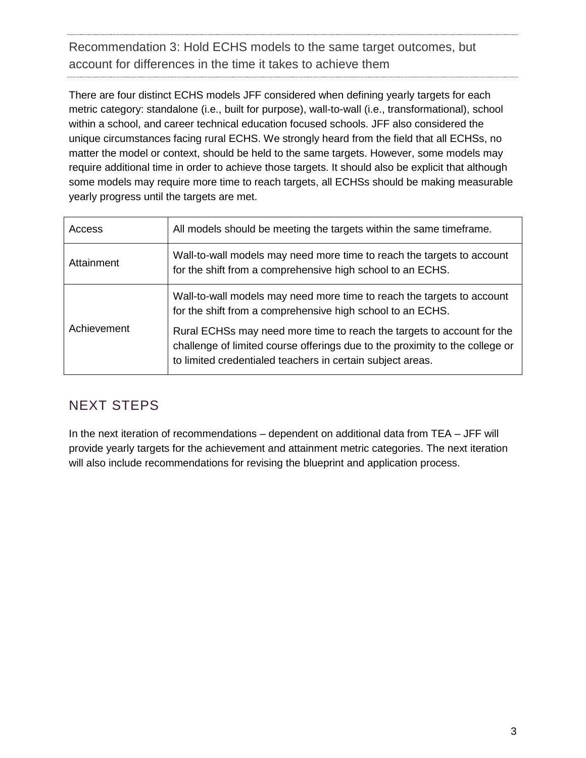### Recommendation 3: Hold ECHS models to the same target outcomes, but account for differences in the time it takes to achieve them

There are four distinct ECHS models JFF considered when defining yearly targets for each metric category: standalone (i.e., built for purpose), wall-to-wall (i.e., transformational), school within a school, and career technical education focused schools. JFF also considered the unique circumstances facing rural ECHS. We strongly heard from the field that all ECHSs, no matter the model or context, should be held to the same targets. However, some models may require additional time in order to achieve those targets. It should also be explicit that although some models may require more time to reach targets, all ECHSs should be making measurable yearly progress until the targets are met.

| | |
|---|---|
| Access | All models should be meeting the targets within the same timeframe. |
| Attainment | Wall-to-wall models may need more time to reach the targets to account for the shift from a comprehensive high school to an ECHS. |
| Achievement | Wall-to-wall models may need more time to reach the targets to account for the shift from a comprehensive high school to an ECHS.<br><br>Rural ECHSs may need more time to reach the targets to account for the challenge of limited course offerings due to the proximity to the college or to limited credentialed teachers in certain subject areas. |

## NEXT STEPS

In the next iteration of recommendations – dependent on additional data from TEA – JFF will provide yearly targets for the achievement and attainment metric categories. The next iteration will also include recommendations for revising the blueprint and application process.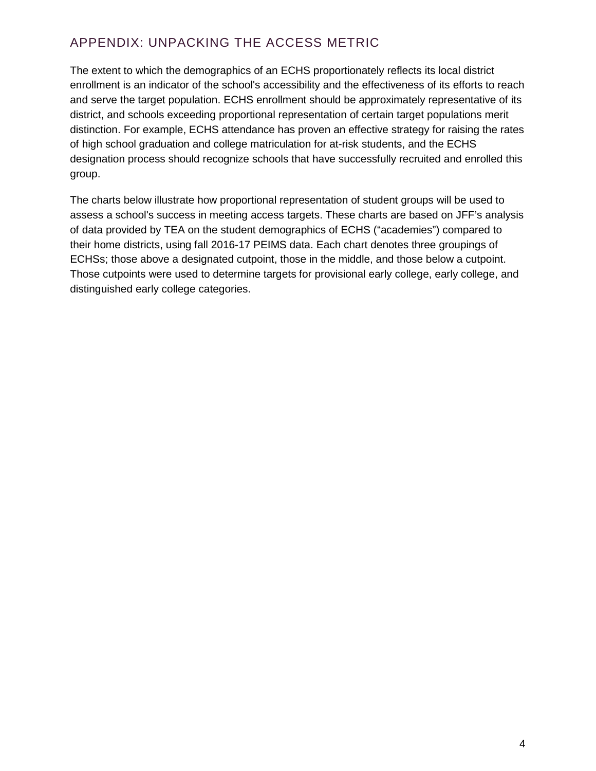## APPENDIX: UNPACKING THE ACCESS METRIC

The extent to which the demographics of an ECHS proportionately reflects its local district enrollment is an indicator of the school's accessibility and the effectiveness of its efforts to reach and serve the target population. ECHS enrollment should be approximately representative of its district, and schools exceeding proportional representation of certain target populations merit distinction. For example, ECHS attendance has proven an effective strategy for raising the rates of high school graduation and college matriculation for at-risk students, and the ECHS designation process should recognize schools that have successfully recruited and enrolled this group.

The charts below illustrate how proportional representation of student groups will be used to assess a school's success in meeting access targets. These charts are based on JFF's analysis of data provided by TEA on the student demographics of ECHS ("academies") compared to their home districts, using fall 2016-17 PEIMS data. Each chart denotes three groupings of ECHSs; those above a designated cutpoint, those in the middle, and those below a cutpoint. Those cutpoints were used to determine targets for provisional early college, early college, and distinguished early college categories.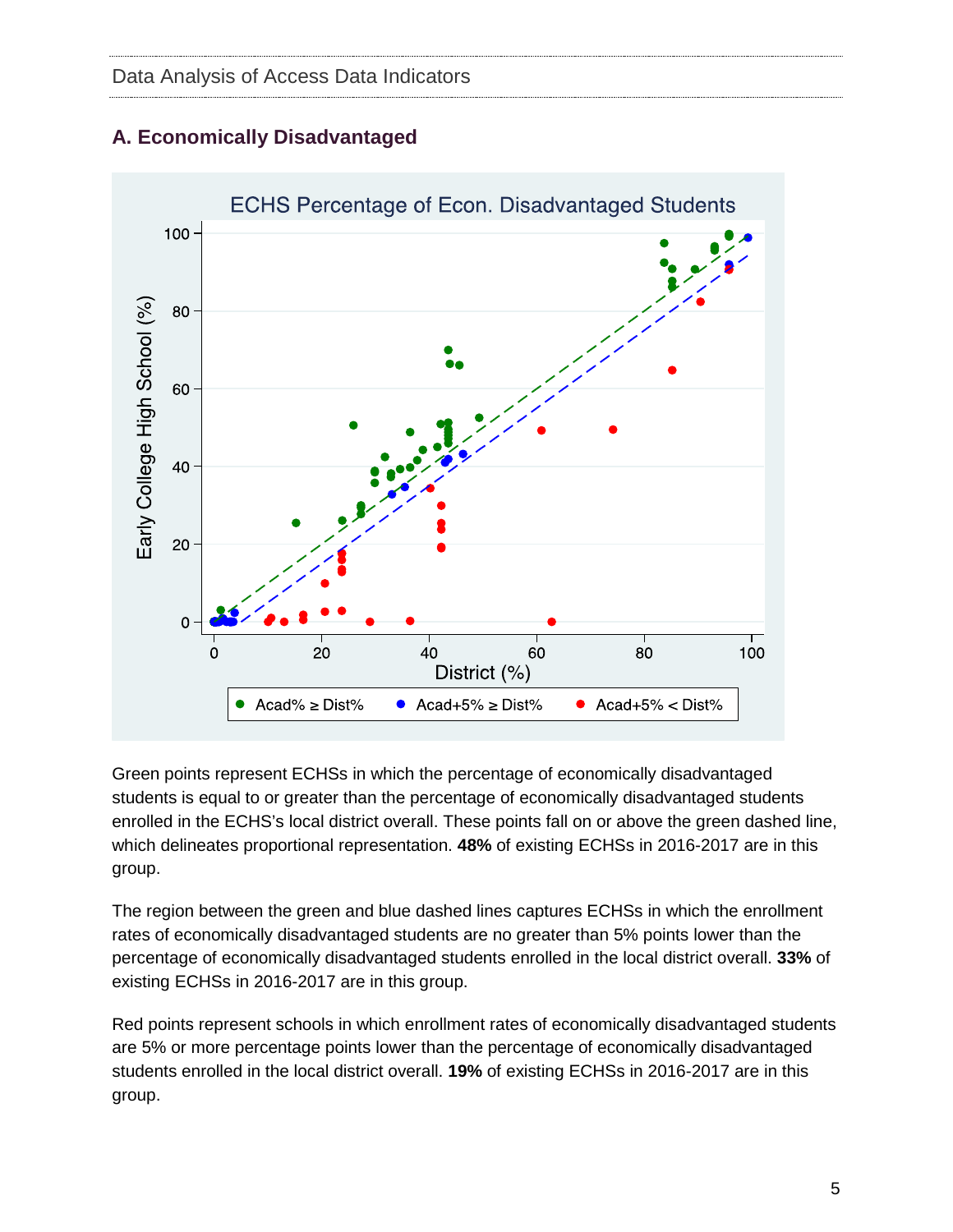## A. Economically Disadvantaged

Green points represent ECHSs in which the percentage of economically disadvantaged students is equal to or greater than the percentage of economically disadvantaged students enrolled in the ECHS's local district overall. These points fall on or above the green dashed line, which delineates proportional representation. **48%** of existing ECHSs in 2016-2017 are in this group.

The region between the green and blue dashed lines captures ECHSs in which the enrollment rates of economically disadvantaged students are no greater than 5% points lower than the percentage of economically disadvantaged students enrolled in the local district overall. **33%** of existing ECHSs in 2016-2017 are in this group.

Red points represent schools in which enrollment rates of economically disadvantaged students are 5% or more percentage points lower than the percentage of economically disadvantaged students enrolled in the local district overall. **19%** of existing ECHSs in 2016-2017 are in this group.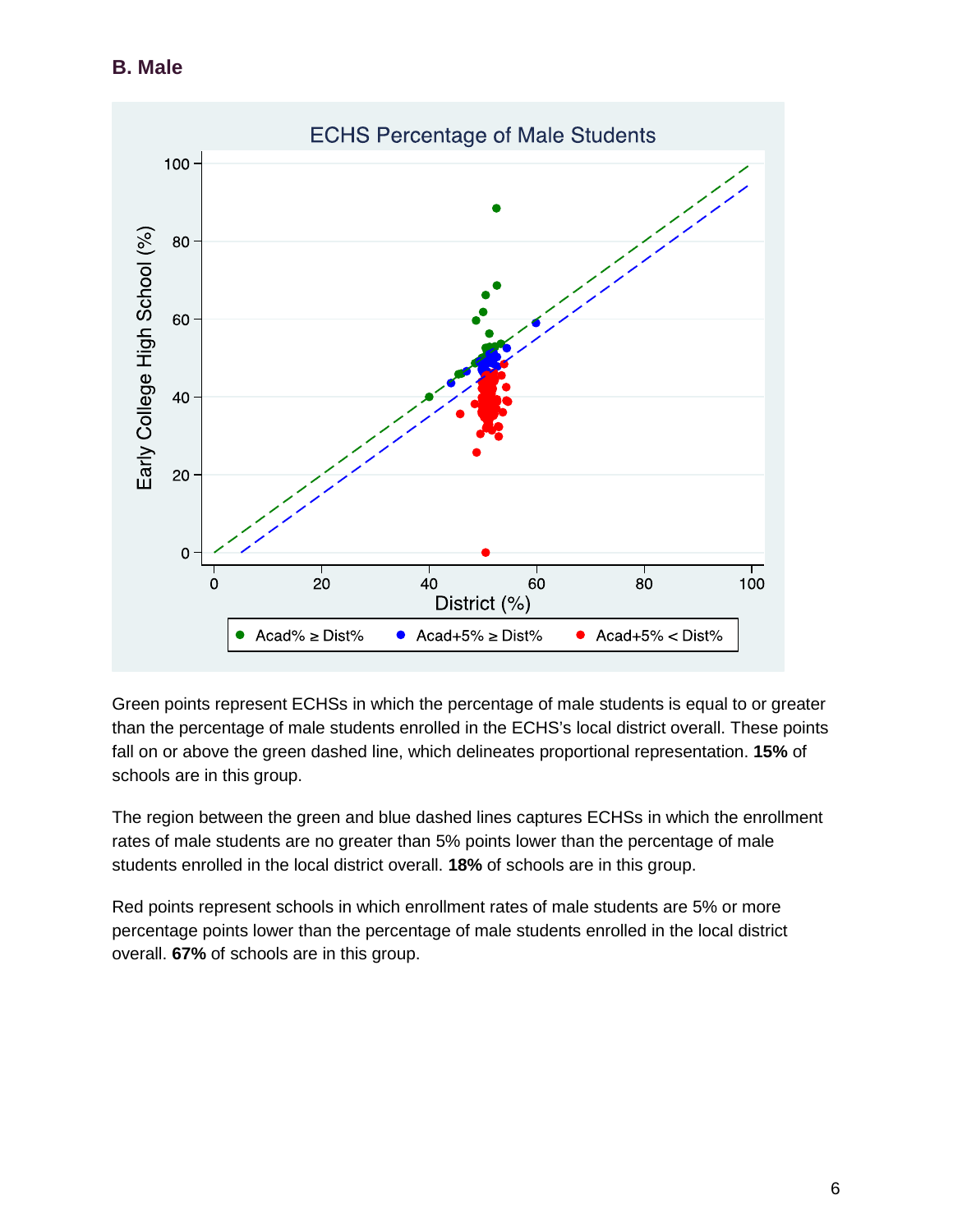### B. Male

Green points represent ECHSs in which the percentage of male students is equal to or greater than the percentage of male students enrolled in the ECHS's local district overall. These points fall on or above the green dashed line, which delineates proportional representation. **15%** of schools are in this group.

The region between the green and blue dashed lines captures ECHSs in which the enrollment rates of male students are no greater than 5% points lower than the percentage of male students enrolled in the local district overall. **18%** of schools are in this group.

Red points represent schools in which enrollment rates of male students are 5% or more percentage points lower than the percentage of male students enrolled in the local district overall. **67%** of schools are in this group.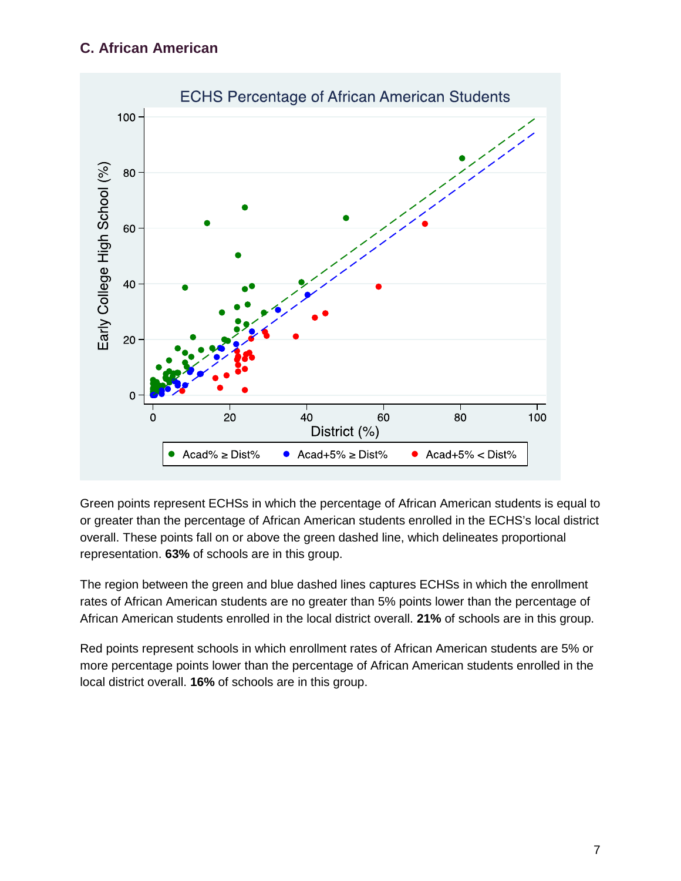### C. African American

ECHS Percentage of African American Students

Green points represent ECHSs in which the percentage of African American students is equal to or greater than the percentage of African American students enrolled in the ECHS's local district overall. These points fall on or above the green dashed line, which delineates proportional representation. **63%** of schools are in this group.

The region between the green and blue dashed lines captures ECHSs in which the enrollment rates of African American students are no greater than 5% points lower than the percentage of African American students enrolled in the local district overall. **21%** of schools are in this group.

Red points represent schools in which enrollment rates of African American students are 5% or more percentage points lower than the percentage of African American students enrolled in the local district overall. **16%** of schools are in this group.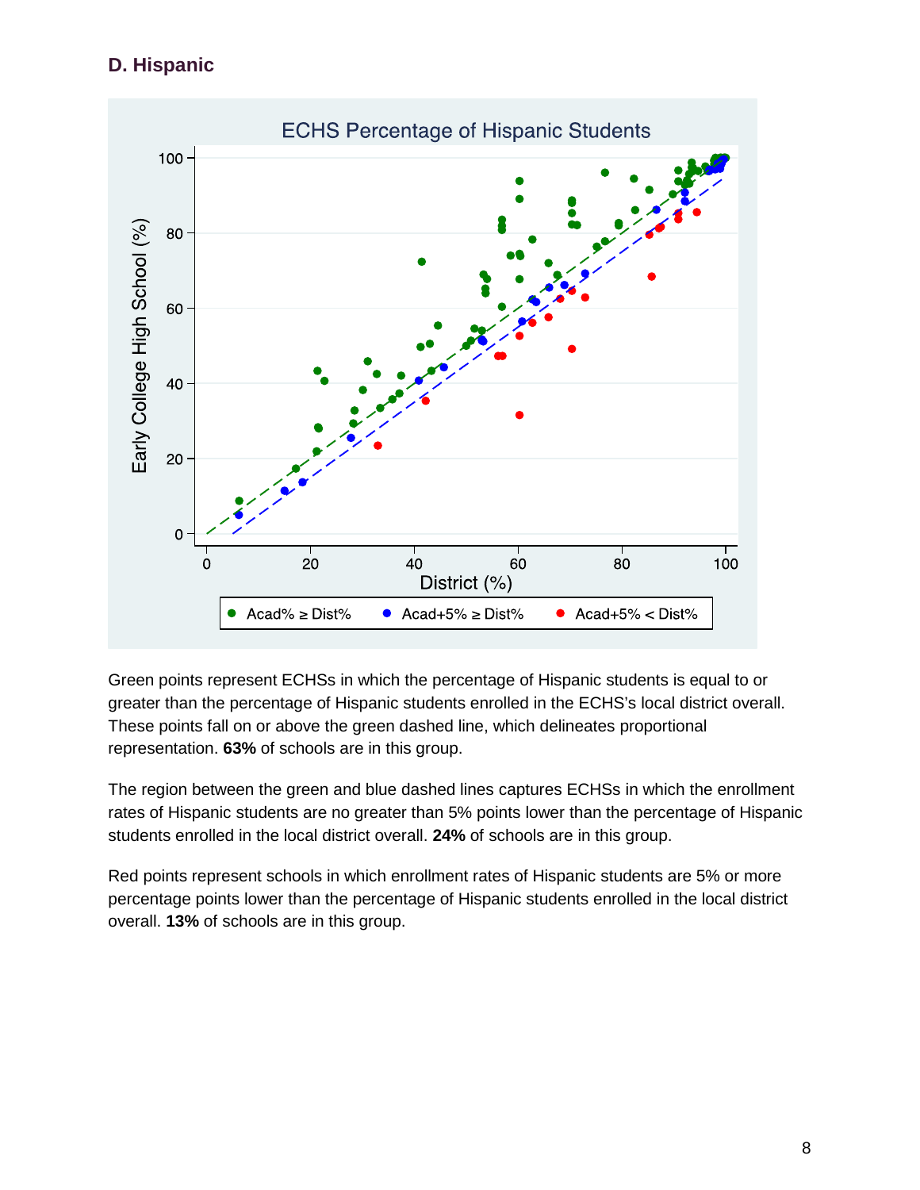### D. Hispanic

ECHS Percentage of Hispanic Students

Green points represent ECHSs in which the percentage of Hispanic students is equal to or greater than the percentage of Hispanic students enrolled in the ECHS's local district overall. These points fall on or above the green dashed line, which delineates proportional representation. **63%** of schools are in this group.

The region between the green and blue dashed lines captures ECHSs in which the enrollment rates of Hispanic students are no greater than 5% points lower than the percentage of Hispanic students enrolled in the local district overall. **24%** of schools are in this group.

Red points represent schools in which enrollment rates of Hispanic students are 5% or more percentage points lower than the percentage of Hispanic students enrolled in the local district overall. **13%** of schools are in this group.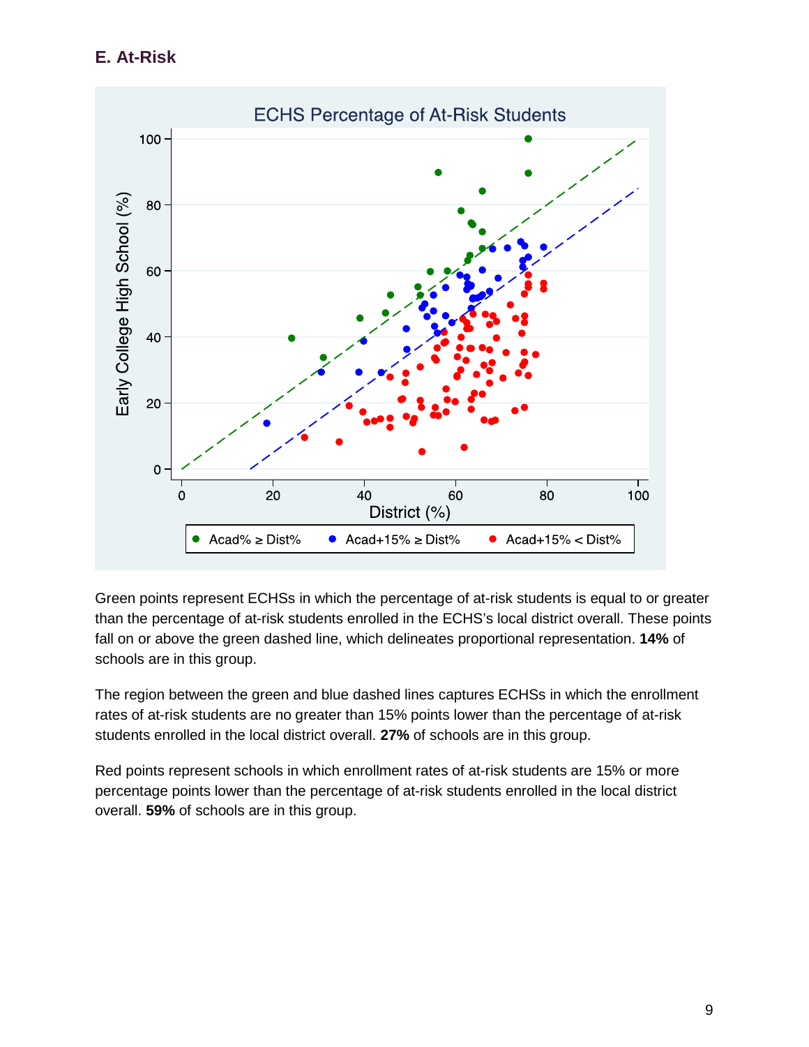### E. At-Risk

Green points represent ECHSs in which the percentage of at-risk students is equal to or greater than the percentage of at-risk students enrolled in the ECHS's local district overall. These points fall on or above the green dashed line, which delineates proportional representation. **14%** of schools are in this group.

The region between the green and blue dashed lines captures ECHSs in which the enrollment rates of at-risk students are no greater than 15% points lower than the percentage of at-risk students enrolled in the local district overall. **27%** of schools are in this group.

Red points represent schools in which enrollment rates of at-risk students are 15% or more percentage points lower than the percentage of at-risk students enrolled in the local district overall. **59%** of schools are in this group.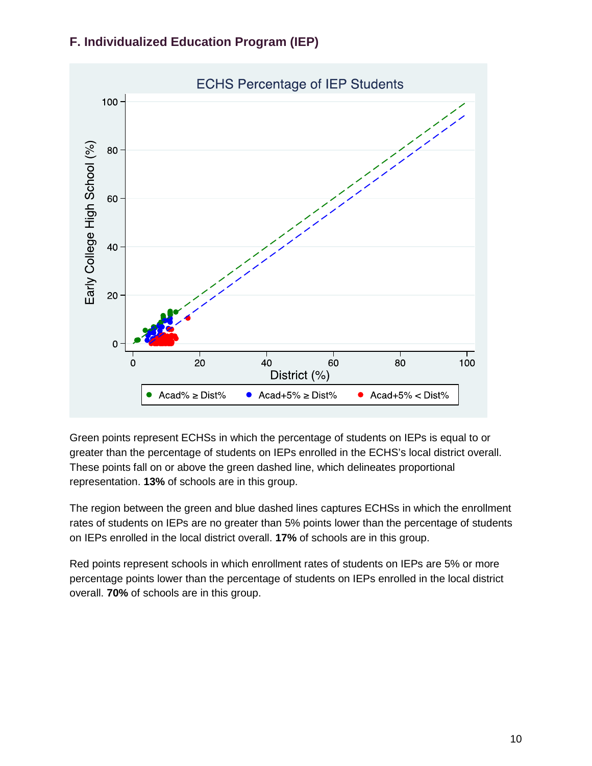### F. Individualized Education Program (IEP)

Green points represent ECHSs in which the percentage of students on IEPs is equal to or greater than the percentage of students on IEPs enrolled in the ECHS's local district overall. These points fall on or above the green dashed line, which delineates proportional representation. **13%** of schools are in this group.

The region between the green and blue dashed lines captures ECHSs in which the enrollment rates of students on IEPs are no greater than 5% points lower than the percentage of students on IEPs enrolled in the local district overall. **17%** of schools are in this group.

Red points represent schools in which enrollment rates of students on IEPs are 5% or more percentage points lower than the percentage of students on IEPs enrolled in the local district overall. **70%** of schools are in this group.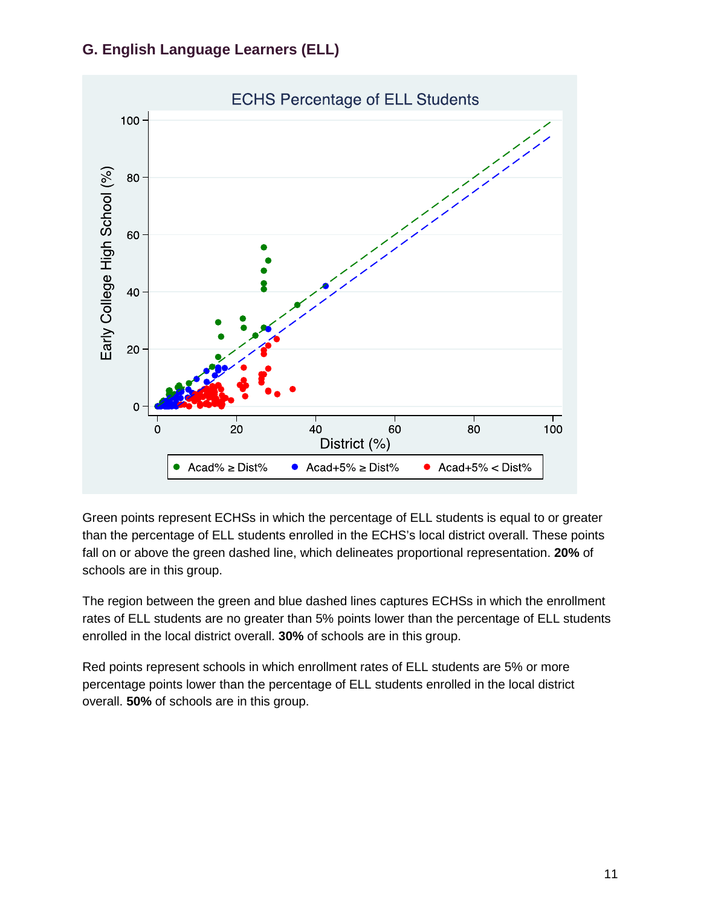### G. English Language Learners (ELL)

Green points represent ECHSs in which the percentage of ELL students is equal to or greater than the percentage of ELL students enrolled in the ECHS's local district overall. These points fall on or above the green dashed line, which delineates proportional representation. **20%** of schools are in this group.

The region between the green and blue dashed lines captures ECHSs in which the enrollment rates of ELL students are no greater than 5% points lower than the percentage of ELL students enrolled in the local district overall. **30%** of schools are in this group.

Red points represent schools in which enrollment rates of ELL students are 5% or more percentage points lower than the percentage of ELL students enrolled in the local district overall. **50%** of schools are in this group.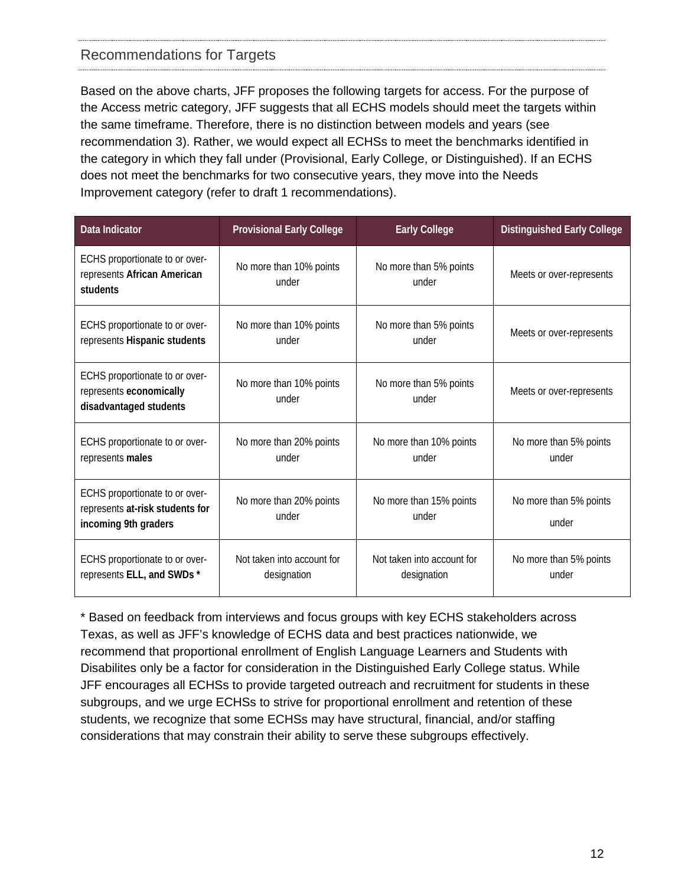## Recommendations for Targets

Based on the above charts, JFF proposes the following targets for access. For the purpose of the Access metric category, JFF suggests that all ECHS models should meet the targets within the same timeframe. Therefore, there is no distinction between models and years (see recommendation 3). Rather, we would expect all ECHSs to meet the benchmarks identified in the category in which they fall under (Provisional, Early College, or Distinguished). If an ECHS does not meet the benchmarks for two consecutive years, they move into the Needs Improvement category (refer to draft 1 recommendations).

| Data Indicator | Provisional Early College | Early College | Distinguished Early College |
|---|---|---|---|
| ECHS proportionate to or over-represents **African American students** | No more than 10% points under | No more than 5% points under | Meets or over-represents |
| ECHS proportionate to or over-represents **Hispanic students** | No more than 10% points under | No more than 5% points under | Meets or over-represents |
| ECHS proportionate to or over-represents **economically disadvantaged students** | No more than 10% points under | No more than 5% points under | Meets or over-represents |
| ECHS proportionate to or over-represents **males** | No more than 20% points under | No more than 10% points under | No more than 5% points under |
| ECHS proportionate to or over-represents **at-risk students for incoming 9th graders** | No more than 20% points under | No more than 15% points under | No more than 5% points under |
| ECHS proportionate to or over-represents **ELL, and SWDs \*** | Not taken into account for designation | Not taken into account for designation | No more than 5% points under |

* Based on feedback from interviews and focus groups with key ECHS stakeholders across Texas, as well as JFF's knowledge of ECHS data and best practices nationwide, we recommend that proportional enrollment of English Language Learners and Students with Disabilites only be a factor for consideration in the Distinguished Early College status. While JFF encourages all ECHSs to provide targeted outreach and recruitment for students in these subgroups, and we urge ECHSs to strive for proportional enrollment and retention of these students, we recognize that some ECHSs may have structural, financial, and/or staffing considerations that may constrain their ability to serve these subgroups effectively.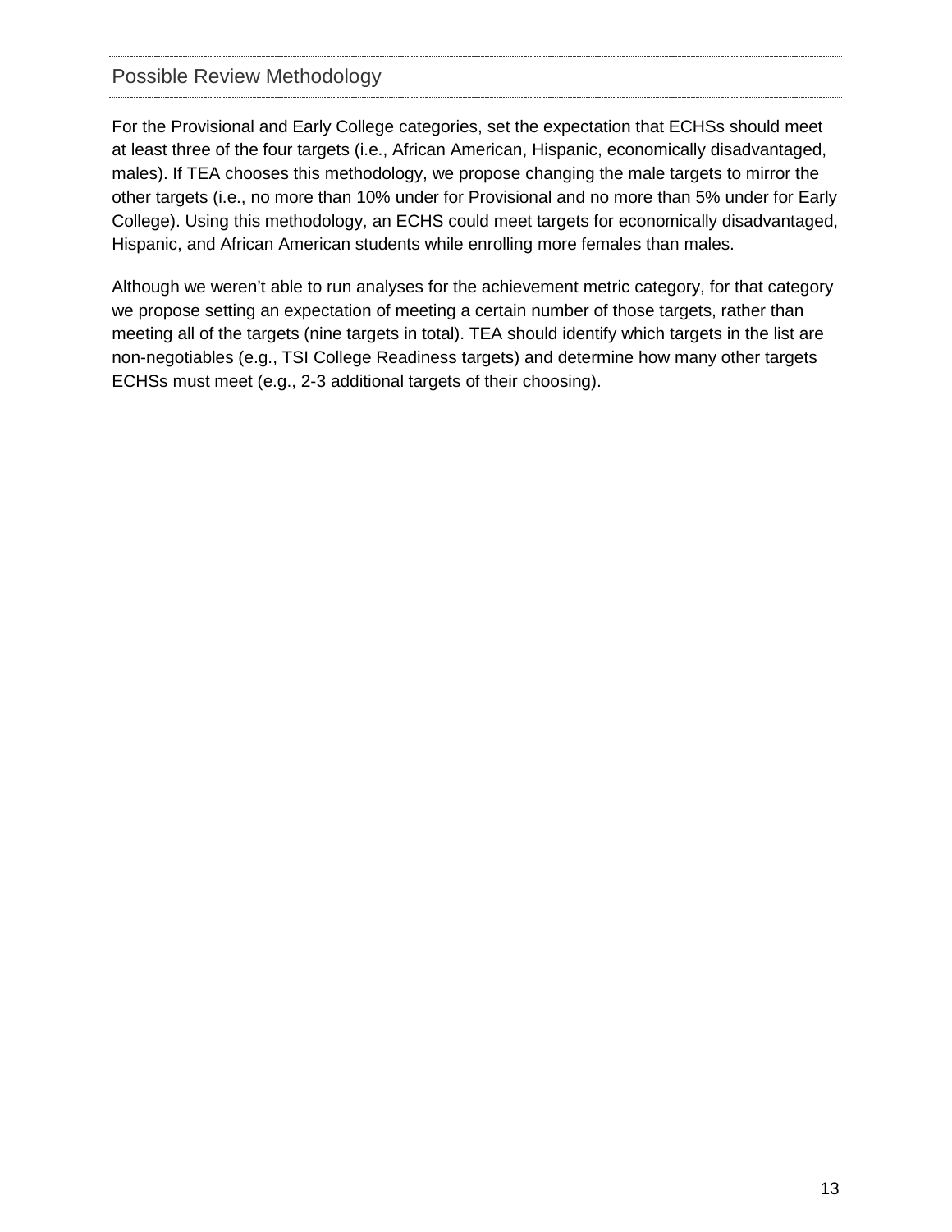## Possible Review Methodology

For the Provisional and Early College categories, set the expectation that ECHSs should meet at least three of the four targets (i.e., African American, Hispanic, economically disadvantaged, males). If TEA chooses this methodology, we propose changing the male targets to mirror the other targets (i.e., no more than 10% under for Provisional and no more than 5% under for Early College). Using this methodology, an ECHS could meet targets for economically disadvantaged, Hispanic, and African American students while enrolling more females than males.

Although we weren't able to run analyses for the achievement metric category, for that category we propose setting an expectation of meeting a certain number of those targets, rather than meeting all of the targets (nine targets in total). TEA should identify which targets in the list are non-negotiables (e.g., TSI College Readiness targets) and determine how many other targets ECHSs must meet (e.g., 2-3 additional targets of their choosing).